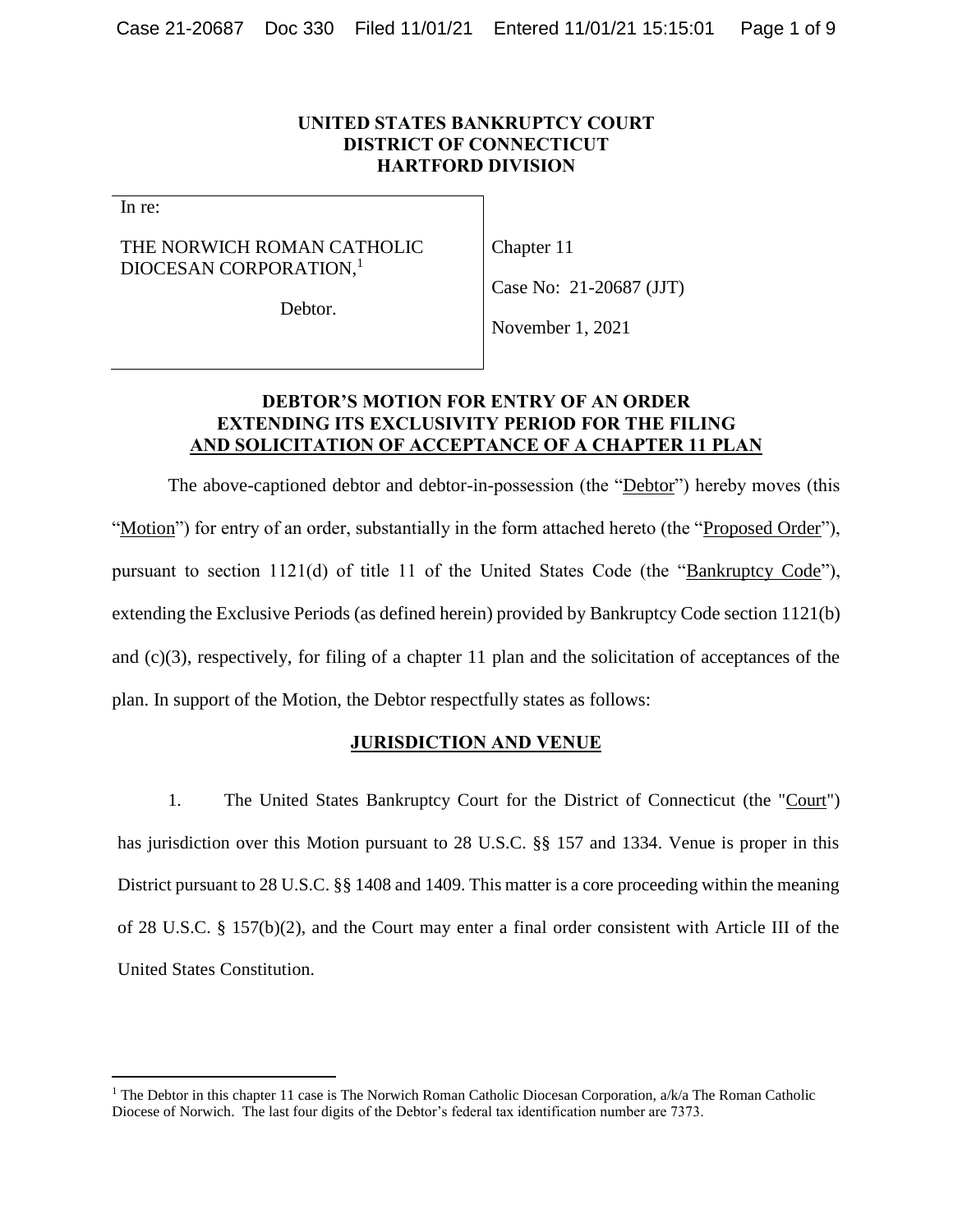**UNITED STATES BANKRUPTCY COURT**
**DISTRICT OF CONNECTICUT**
**HARTFORD DIVISION**

| | |
|---|---|
| In re:<br><br>THE NORWICH ROMAN CATHOLIC DIOCESAN CORPORATION,[1]<br><br>Debtor. | Chapter 11<br><br>Case No: 21-20687 (JJT)<br><br>November 1, 2021 |

**DEBTOR'S MOTION FOR ENTRY OF AN ORDER EXTENDING ITS EXCLUSIVITY PERIOD FOR THE FILING AND SOLICITATION OF ACCEPTANCE OF A CHAPTER 11 PLAN**

The above-captioned debtor and debtor-in-possession (the "Debtor") hereby moves (this "Motion") for entry of an order, substantially in the form attached hereto (the "Proposed Order"), pursuant to section 1121(d) of title 11 of the United States Code (the "Bankruptcy Code"), extending the Exclusive Periods (as defined herein) provided by Bankruptcy Code section 1121(b) and (c)(3), respectively, for filing of a chapter 11 plan and the solicitation of acceptances of the plan. In support of the Motion, the Debtor respectfully states as follows:

## JURISDICTION AND VENUE

1. The United States Bankruptcy Court for the District of Connecticut (the "Court") has jurisdiction over this Motion pursuant to 28 U.S.C. §§ 157 and 1334. Venue is proper in this District pursuant to 28 U.S.C. §§ 1408 and 1409. This matter is a core proceeding within the meaning of 28 U.S.C. § 157(b)(2), and the Court may enter a final order consistent with Article III of the United States Constitution.

---

[1] The Debtor in this chapter 11 case is The Norwich Roman Catholic Diocesan Corporation, a/k/a The Roman Catholic Diocese of Norwich. The last four digits of the Debtor's federal tax identification number are 7373.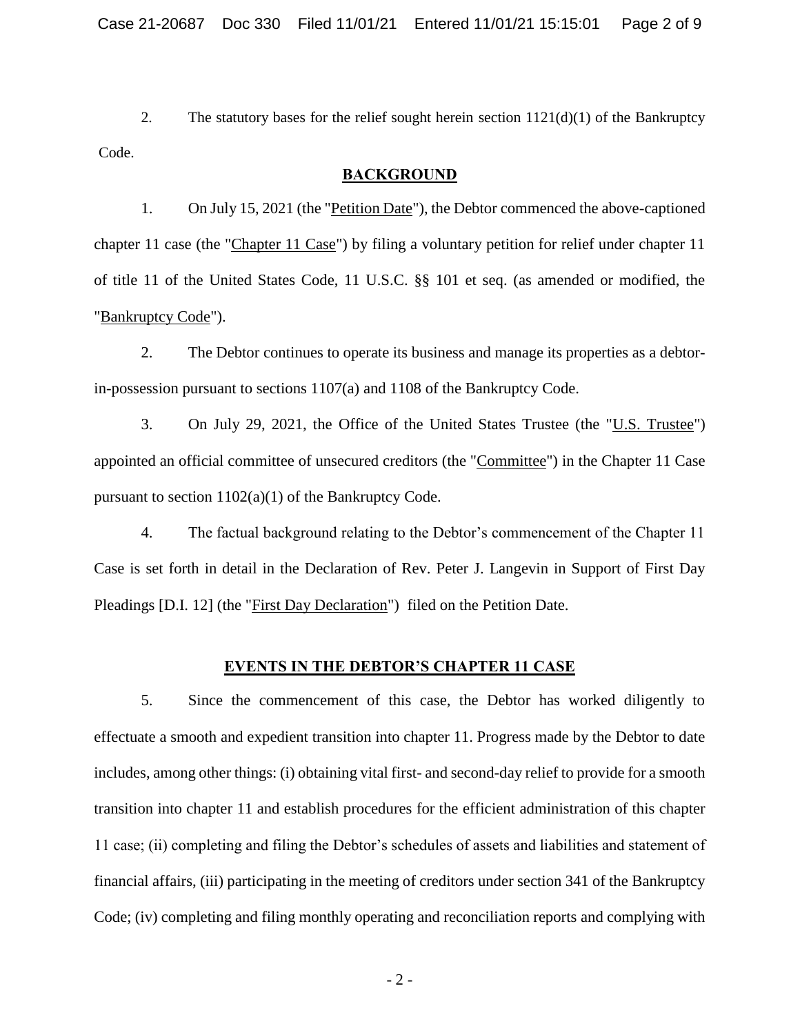2. The statutory bases for the relief sought herein section 1121(d)(1) of the Bankruptcy Code.

## BACKGROUND

1. On July 15, 2021 (the "Petition Date"), the Debtor commenced the above-captioned chapter 11 case (the "Chapter 11 Case") by filing a voluntary petition for relief under chapter 11 of title 11 of the United States Code, 11 U.S.C. §§ 101 et seq. (as amended or modified, the "Bankruptcy Code").

2. The Debtor continues to operate its business and manage its properties as a debtor-in-possession pursuant to sections 1107(a) and 1108 of the Bankruptcy Code.

3. On July 29, 2021, the Office of the United States Trustee (the "U.S. Trustee") appointed an official committee of unsecured creditors (the "Committee") in the Chapter 11 Case pursuant to section 1102(a)(1) of the Bankruptcy Code.

4. The factual background relating to the Debtor's commencement of the Chapter 11 Case is set forth in detail in the Declaration of Rev. Peter J. Langevin in Support of First Day Pleadings [D.I. 12] (the "First Day Declaration") filed on the Petition Date.

## EVENTS IN THE DEBTOR'S CHAPTER 11 CASE

5. Since the commencement of this case, the Debtor has worked diligently to effectuate a smooth and expedient transition into chapter 11. Progress made by the Debtor to date includes, among other things: (i) obtaining vital first- and second-day relief to provide for a smooth transition into chapter 11 and establish procedures for the efficient administration of this chapter 11 case; (ii) completing and filing the Debtor's schedules of assets and liabilities and statement of financial affairs, (iii) participating in the meeting of creditors under section 341 of the Bankruptcy Code; (iv) completing and filing monthly operating and reconciliation reports and complying with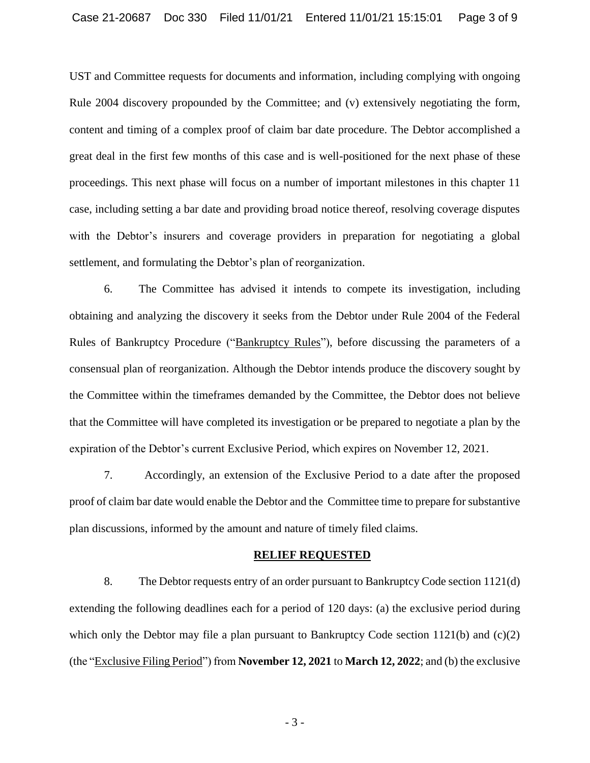UST and Committee requests for documents and information, including complying with ongoing Rule 2004 discovery propounded by the Committee; and (v) extensively negotiating the form, content and timing of a complex proof of claim bar date procedure. The Debtor accomplished a great deal in the first few months of this case and is well-positioned for the next phase of these proceedings. This next phase will focus on a number of important milestones in this chapter 11 case, including setting a bar date and providing broad notice thereof, resolving coverage disputes with the Debtor's insurers and coverage providers in preparation for negotiating a global settlement, and formulating the Debtor's plan of reorganization.

6. The Committee has advised it intends to compete its investigation, including obtaining and analyzing the discovery it seeks from the Debtor under Rule 2004 of the Federal Rules of Bankruptcy Procedure ("Bankruptcy Rules"), before discussing the parameters of a consensual plan of reorganization. Although the Debtor intends produce the discovery sought by the Committee within the timeframes demanded by the Committee, the Debtor does not believe that the Committee will have completed its investigation or be prepared to negotiate a plan by the expiration of the Debtor's current Exclusive Period, which expires on November 12, 2021.

7. Accordingly, an extension of the Exclusive Period to a date after the proposed proof of claim bar date would enable the Debtor and the Committee time to prepare for substantive plan discussions, informed by the amount and nature of timely filed claims.

## RELIEF REQUESTED

8. The Debtor requests entry of an order pursuant to Bankruptcy Code section 1121(d) extending the following deadlines each for a period of 120 days: (a) the exclusive period during which only the Debtor may file a plan pursuant to Bankruptcy Code section 1121(b) and (c)(2) (the "Exclusive Filing Period") from **November 12, 2021** to **March 12, 2022**; and (b) the exclusive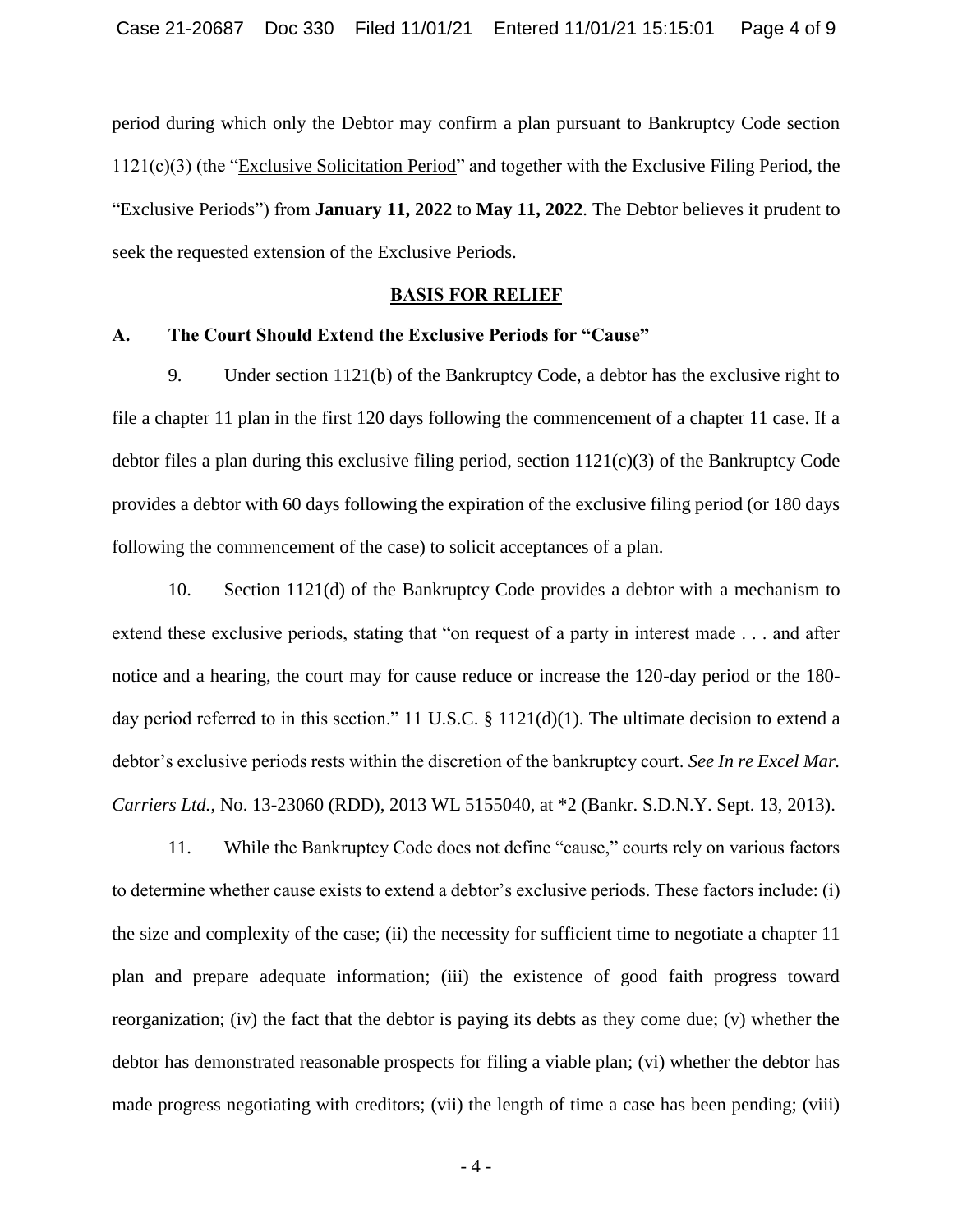period during which only the Debtor may confirm a plan pursuant to Bankruptcy Code section 1121(c)(3) (the "Exclusive Solicitation Period" and together with the Exclusive Filing Period, the "Exclusive Periods") from **January 11, 2022** to **May 11, 2022**. The Debtor believes it prudent to seek the requested extension of the Exclusive Periods.

## BASIS FOR RELIEF

### A. The Court Should Extend the Exclusive Periods for "Cause"

9. Under section 1121(b) of the Bankruptcy Code, a debtor has the exclusive right to file a chapter 11 plan in the first 120 days following the commencement of a chapter 11 case. If a debtor files a plan during this exclusive filing period, section 1121(c)(3) of the Bankruptcy Code provides a debtor with 60 days following the expiration of the exclusive filing period (or 180 days following the commencement of the case) to solicit acceptances of a plan.

10. Section 1121(d) of the Bankruptcy Code provides a debtor with a mechanism to extend these exclusive periods, stating that "on request of a party in interest made . . . and after notice and a hearing, the court may for cause reduce or increase the 120-day period or the 180-day period referred to in this section." 11 U.S.C. § 1121(d)(1). The ultimate decision to extend a debtor's exclusive periods rests within the discretion of the bankruptcy court. *See In re Excel Mar. Carriers Ltd.*, No. 13-23060 (RDD), 2013 WL 5155040, at *2 (Bankr. S.D.N.Y. Sept. 13, 2013).

11. While the Bankruptcy Code does not define "cause," courts rely on various factors to determine whether cause exists to extend a debtor's exclusive periods. These factors include: (i) the size and complexity of the case; (ii) the necessity for sufficient time to negotiate a chapter 11 plan and prepare adequate information; (iii) the existence of good faith progress toward reorganization; (iv) the fact that the debtor is paying its debts as they come due; (v) whether the debtor has demonstrated reasonable prospects for filing a viable plan; (vi) whether the debtor has made progress negotiating with creditors; (vii) the length of time a case has been pending; (viii)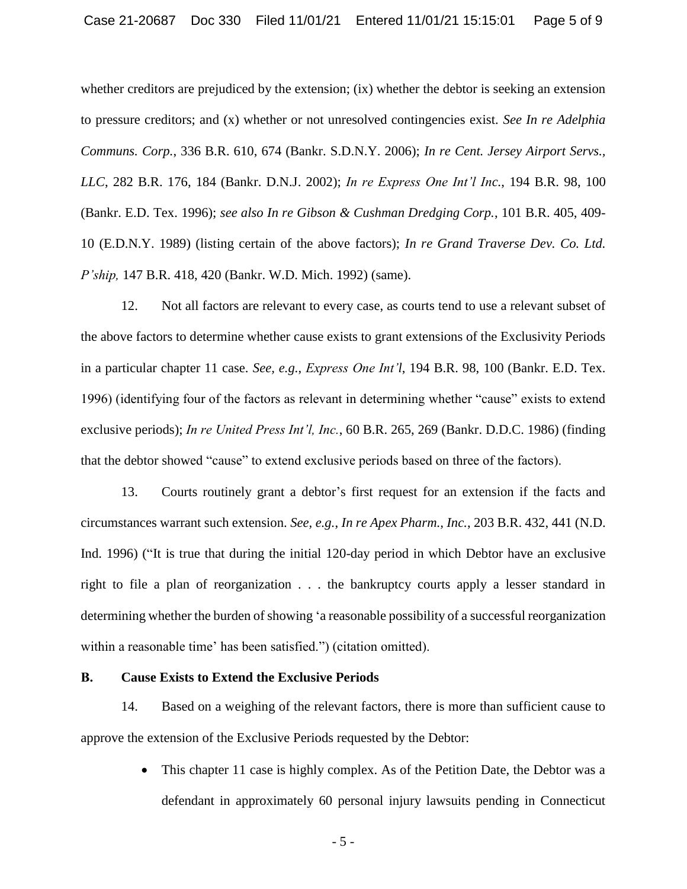whether creditors are prejudiced by the extension; (ix) whether the debtor is seeking an extension to pressure creditors; and (x) whether or not unresolved contingencies exist. *See In re Adelphia Communs. Corp.*, 336 B.R. 610, 674 (Bankr. S.D.N.Y. 2006); *In re Cent. Jersey Airport Servs., LLC*, 282 B.R. 176, 184 (Bankr. D.N.J. 2002); *In re Express One Int'l Inc.*, 194 B.R. 98, 100 (Bankr. E.D. Tex. 1996); *see also In re Gibson & Cushman Dredging Corp.*, 101 B.R. 405, 409-10 (E.D.N.Y. 1989) (listing certain of the above factors); *In re Grand Traverse Dev. Co. Ltd. P'ship,* 147 B.R. 418, 420 (Bankr. W.D. Mich. 1992) (same).

12. Not all factors are relevant to every case, as courts tend to use a relevant subset of the above factors to determine whether cause exists to grant extensions of the Exclusivity Periods in a particular chapter 11 case. *See, e.g.*, *Express One Int'l*, 194 B.R. 98, 100 (Bankr. E.D. Tex. 1996) (identifying four of the factors as relevant in determining whether "cause" exists to extend exclusive periods); *In re United Press Int'l, Inc.*, 60 B.R. 265, 269 (Bankr. D.D.C. 1986) (finding that the debtor showed "cause" to extend exclusive periods based on three of the factors).

13. Courts routinely grant a debtor's first request for an extension if the facts and circumstances warrant such extension. *See, e.g.*, *In re Apex Pharm., Inc.*, 203 B.R. 432, 441 (N.D. Ind. 1996) ("It is true that during the initial 120-day period in which Debtor have an exclusive right to file a plan of reorganization . . . the bankruptcy courts apply a lesser standard in determining whether the burden of showing 'a reasonable possibility of a successful reorganization within a reasonable time' has been satisfied.") (citation omitted).

**B. Cause Exists to Extend the Exclusive Periods**

14. Based on a weighing of the relevant factors, there is more than sufficient cause to approve the extension of the Exclusive Periods requested by the Debtor:

- This chapter 11 case is highly complex. As of the Petition Date, the Debtor was a defendant in approximately 60 personal injury lawsuits pending in Connecticut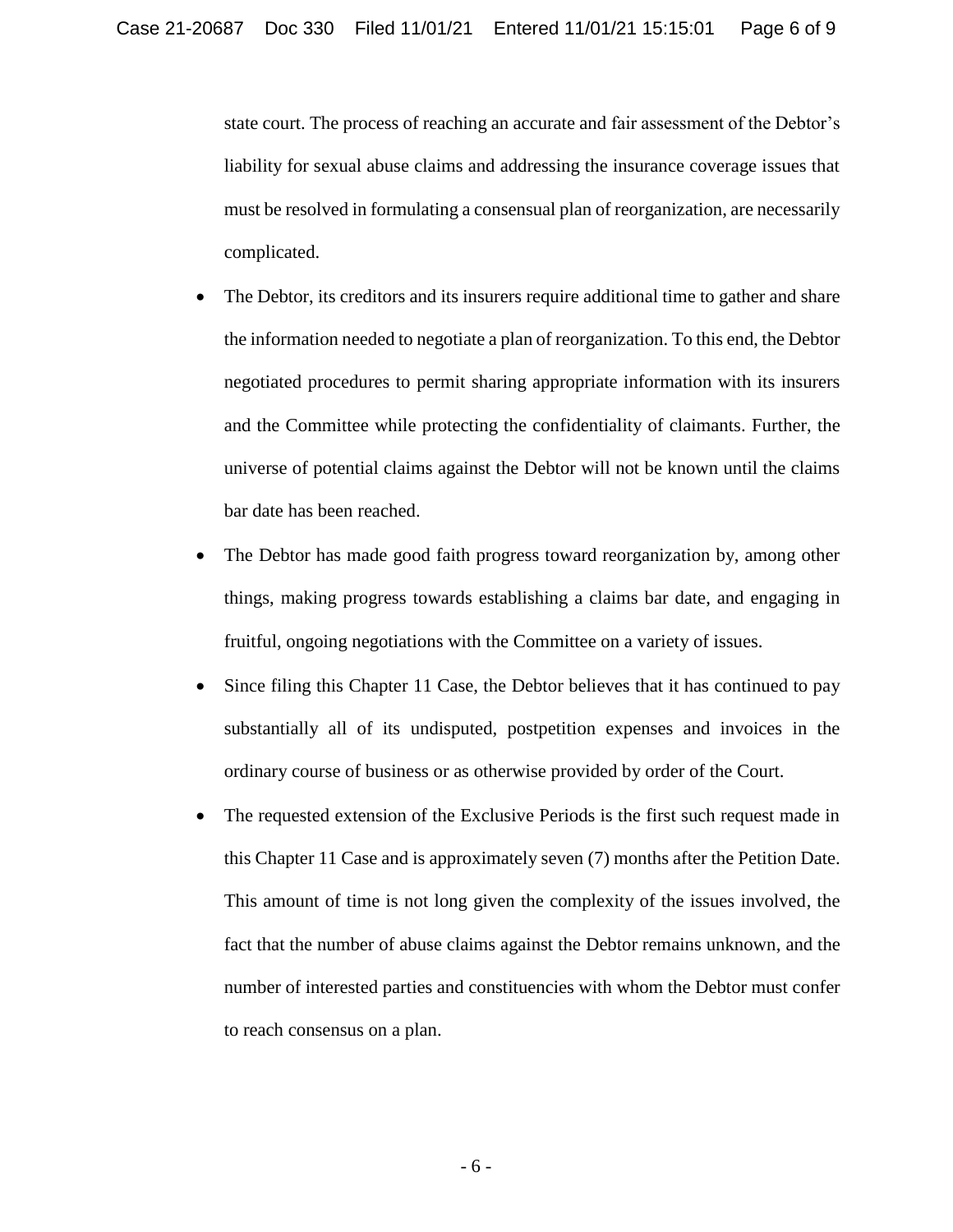state court. The process of reaching an accurate and fair assessment of the Debtor's liability for sexual abuse claims and addressing the insurance coverage issues that must be resolved in formulating a consensual plan of reorganization, are necessarily complicated.

- The Debtor, its creditors and its insurers require additional time to gather and share the information needed to negotiate a plan of reorganization. To this end, the Debtor negotiated procedures to permit sharing appropriate information with its insurers and the Committee while protecting the confidentiality of claimants. Further, the universe of potential claims against the Debtor will not be known until the claims bar date has been reached.
- The Debtor has made good faith progress toward reorganization by, among other things, making progress towards establishing a claims bar date, and engaging in fruitful, ongoing negotiations with the Committee on a variety of issues.
- Since filing this Chapter 11 Case, the Debtor believes that it has continued to pay substantially all of its undisputed, postpetition expenses and invoices in the ordinary course of business or as otherwise provided by order of the Court.
- The requested extension of the Exclusive Periods is the first such request made in this Chapter 11 Case and is approximately seven (7) months after the Petition Date. This amount of time is not long given the complexity of the issues involved, the fact that the number of abuse claims against the Debtor remains unknown, and the number of interested parties and constituencies with whom the Debtor must confer to reach consensus on a plan.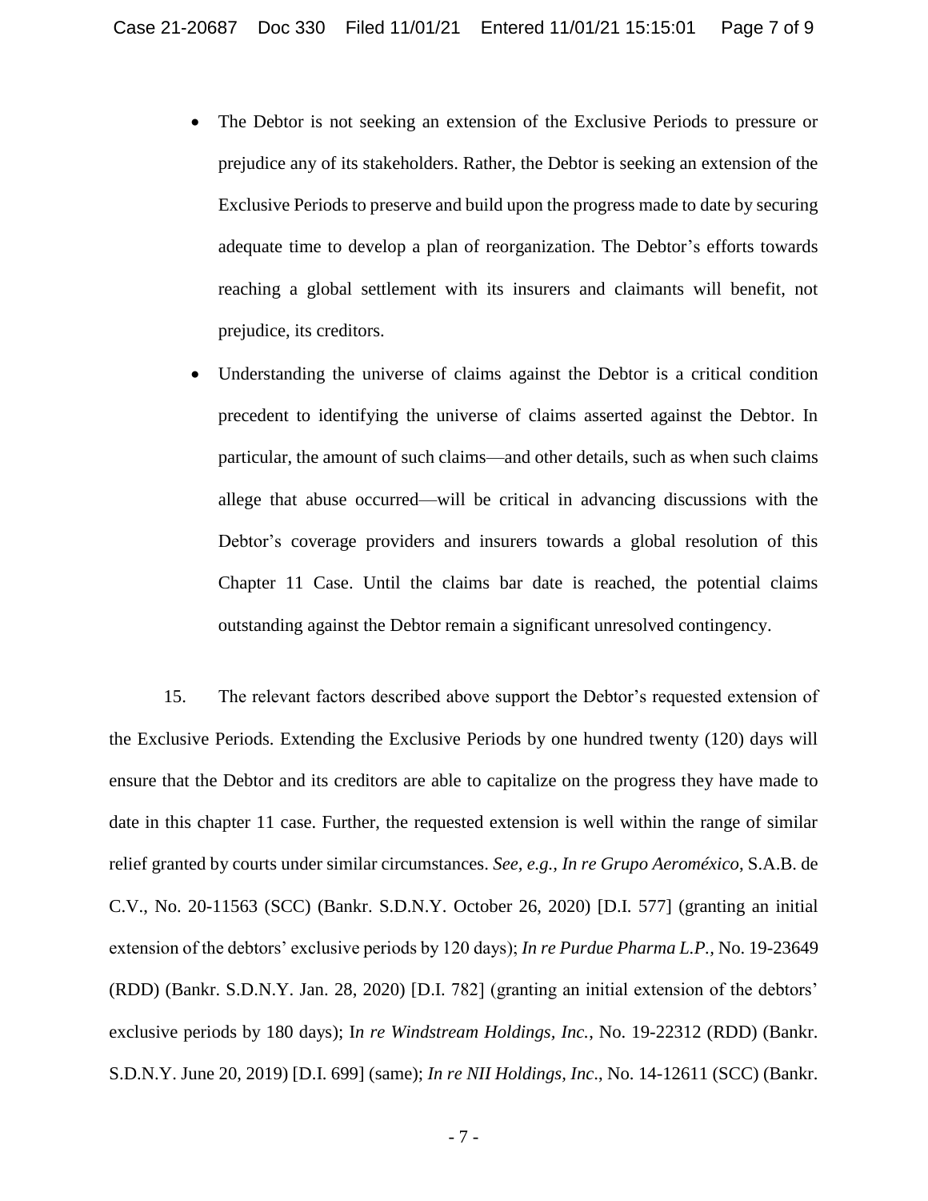- The Debtor is not seeking an extension of the Exclusive Periods to pressure or prejudice any of its stakeholders. Rather, the Debtor is seeking an extension of the Exclusive Periods to preserve and build upon the progress made to date by securing adequate time to develop a plan of reorganization. The Debtor's efforts towards reaching a global settlement with its insurers and claimants will benefit, not prejudice, its creditors.
- Understanding the universe of claims against the Debtor is a critical condition precedent to identifying the universe of claims asserted against the Debtor. In particular, the amount of such claims—and other details, such as when such claims allege that abuse occurred—will be critical in advancing discussions with the Debtor's coverage providers and insurers towards a global resolution of this Chapter 11 Case. Until the claims bar date is reached, the potential claims outstanding against the Debtor remain a significant unresolved contingency.

15. The relevant factors described above support the Debtor's requested extension of the Exclusive Periods. Extending the Exclusive Periods by one hundred twenty (120) days will ensure that the Debtor and its creditors are able to capitalize on the progress they have made to date in this chapter 11 case. Further, the requested extension is well within the range of similar relief granted by courts under similar circumstances. *See, e.g., In re Grupo Aeroméxico*, S.A.B. de C.V., No. 20-11563 (SCC) (Bankr. S.D.N.Y. October 26, 2020) [D.I. 577] (granting an initial extension of the debtors' exclusive periods by 120 days); *In re Purdue Pharma L.P.,* No. 19-23649 (RDD) (Bankr. S.D.N.Y. Jan. 28, 2020) [D.I. 782] (granting an initial extension of the debtors' exclusive periods by 180 days); I*n re Windstream Holdings, Inc.*, No. 19-22312 (RDD) (Bankr. S.D.N.Y. June 20, 2019) [D.I. 699] (same); *In re NII Holdings, Inc*., No. 14-12611 (SCC) (Bankr.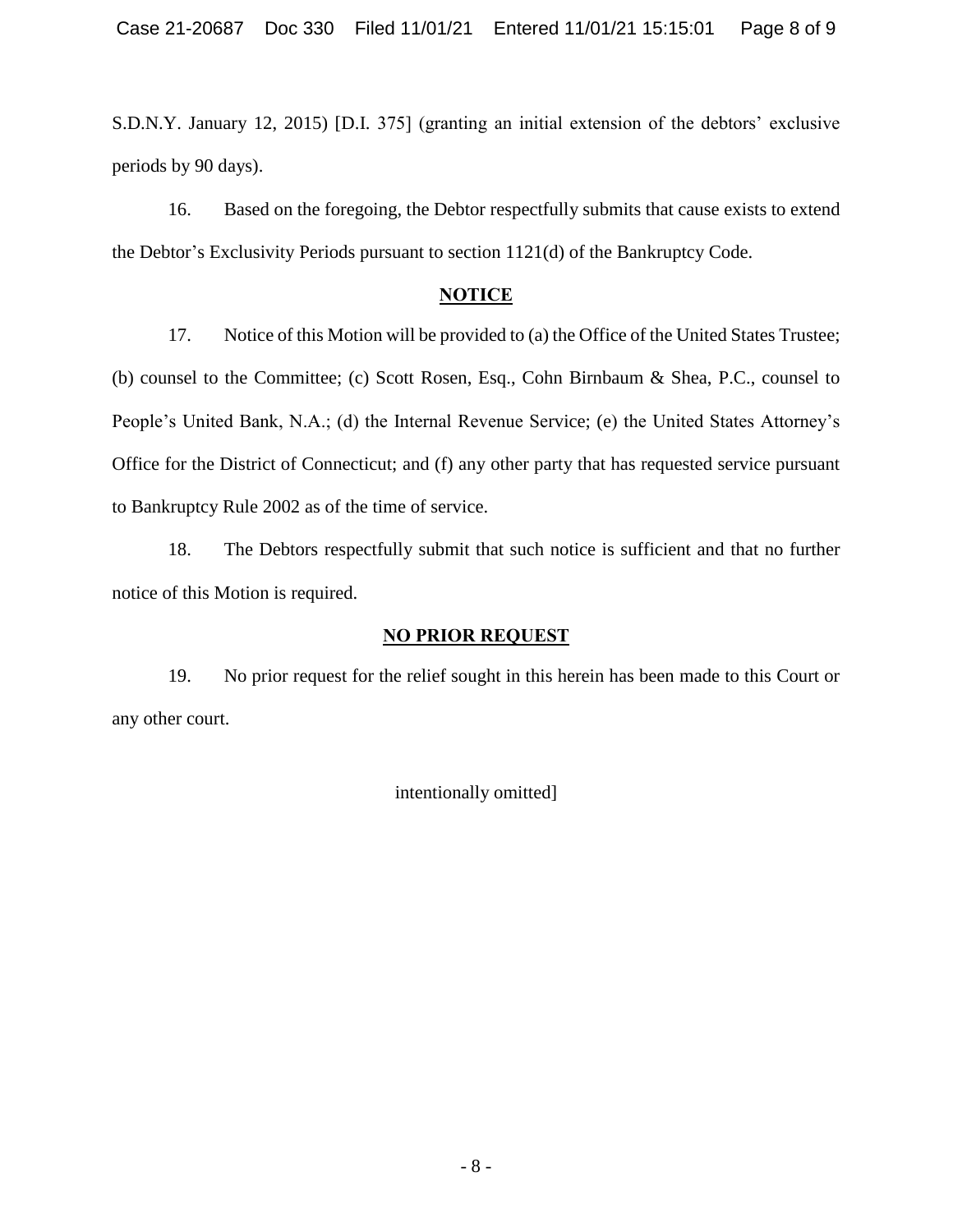S.D.N.Y. January 12, 2015) [D.I. 375] (granting an initial extension of the debtors' exclusive periods by 90 days).

16. Based on the foregoing, the Debtor respectfully submits that cause exists to extend the Debtor's Exclusivity Periods pursuant to section 1121(d) of the Bankruptcy Code.

## NOTICE

17. Notice of this Motion will be provided to (a) the Office of the United States Trustee; (b) counsel to the Committee; (c) Scott Rosen, Esq., Cohn Birnbaum & Shea, P.C., counsel to People's United Bank, N.A.; (d) the Internal Revenue Service; (e) the United States Attorney's Office for the District of Connecticut; and (f) any other party that has requested service pursuant to Bankruptcy Rule 2002 as of the time of service.

18. The Debtors respectfully submit that such notice is sufficient and that no further notice of this Motion is required.

## NO PRIOR REQUEST

19. No prior request for the relief sought in this herein has been made to this Court or any other court.

intentionally omitted]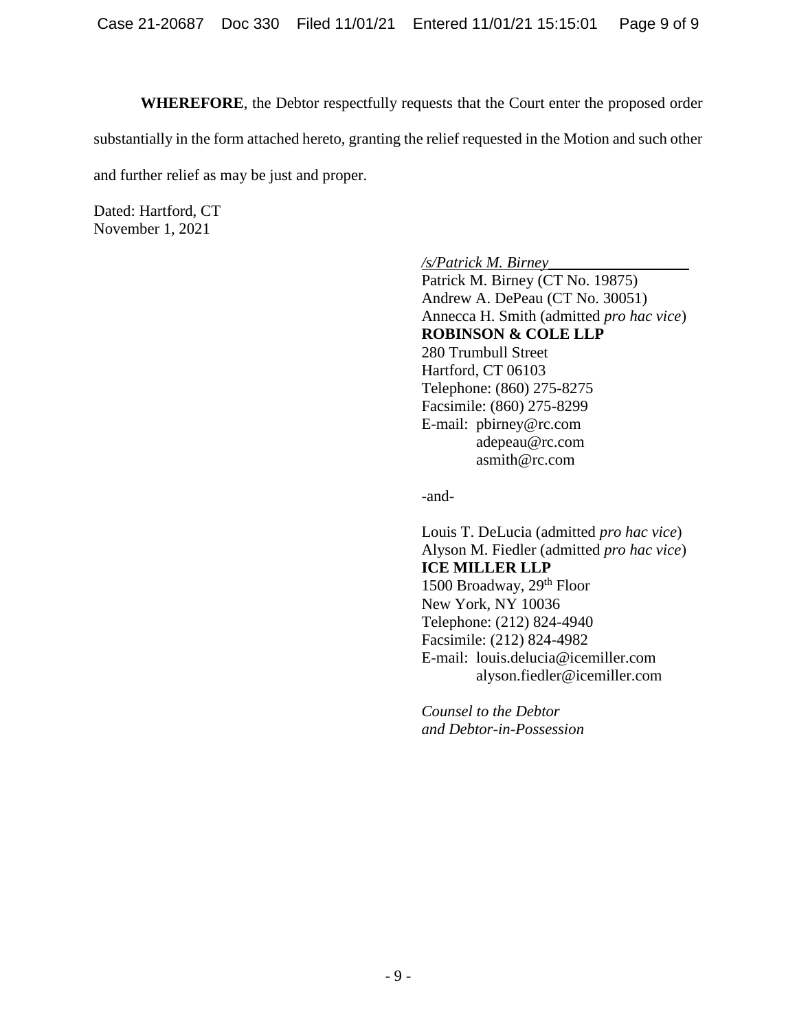**WHEREFORE**, the Debtor respectfully requests that the Court enter the proposed order substantially in the form attached hereto, granting the relief requested in the Motion and such other and further relief as may be just and proper.

Dated: Hartford, CT
November 1, 2021

*/s/Patrick M. Birney*
Patrick M. Birney (CT No. 19875)
Andrew A. DePeau (CT No. 30051)
Annecca H. Smith (admitted *pro hac vice*)
**ROBINSON & COLE LLP**
280 Trumbull Street
Hartford, CT 06103
Telephone: (860) 275-8275
Facsimile: (860) 275-8299
E-mail: pbirney@rc.com
adepeau@rc.com
asmith@rc.com

-and-

Louis T. DeLucia (admitted *pro hac vice*)
Alyson M. Fiedler (admitted *pro hac vice*)
**ICE MILLER LLP**
1500 Broadway, 29th Floor
New York, NY 10036
Telephone: (212) 824-4940
Facsimile: (212) 824-4982
E-mail: louis.delucia@icemiller.com
alyson.fiedler@icemiller.com

*Counsel to the Debtor and Debtor-in-Possession*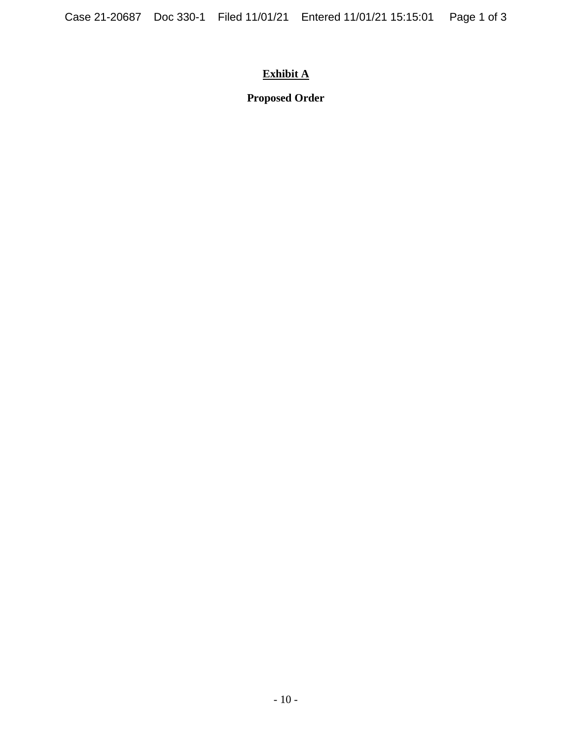**Exhibit A**

**Proposed Order**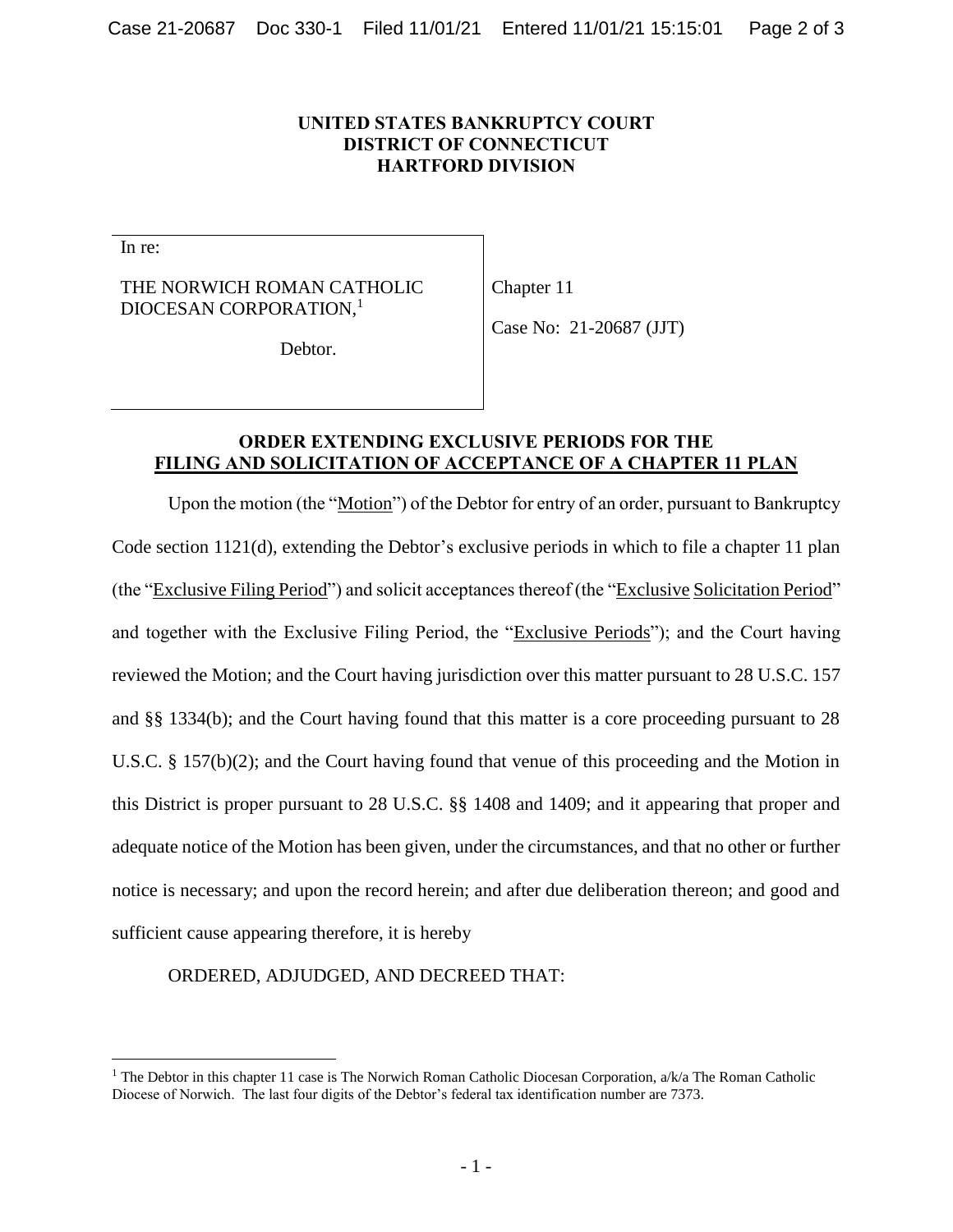**UNITED STATES BANKRUPTCY COURT**
**DISTRICT OF CONNECTICUT**
**HARTFORD DIVISION**

| | |
|---|---|
| In re:<br><br>THE NORWICH ROMAN CATHOLIC DIOCESAN CORPORATION,[1]<br><br>Debtor. | Chapter 11<br><br>Case No: 21-20687 (JJT) |

**ORDER EXTENDING EXCLUSIVE PERIODS FOR THE FILING AND SOLICITATION OF ACCEPTANCE OF A CHAPTER 11 PLAN**

Upon the motion (the "Motion") of the Debtor for entry of an order, pursuant to Bankruptcy Code section 1121(d), extending the Debtor's exclusive periods in which to file a chapter 11 plan (the "Exclusive Filing Period") and solicit acceptances thereof (the "Exclusive Solicitation Period" and together with the Exclusive Filing Period, the "Exclusive Periods"); and the Court having reviewed the Motion; and the Court having jurisdiction over this matter pursuant to 28 U.S.C. 157 and §§ 1334(b); and the Court having found that this matter is a core proceeding pursuant to 28 U.S.C. § 157(b)(2); and the Court having found that venue of this proceeding and the Motion in this District is proper pursuant to 28 U.S.C. §§ 1408 and 1409; and it appearing that proper and adequate notice of the Motion has been given, under the circumstances, and that no other or further notice is necessary; and upon the record herein; and after due deliberation thereon; and good and sufficient cause appearing therefore, it is hereby

ORDERED, ADJUDGED, AND DECREED THAT:

[1] The Debtor in this chapter 11 case is The Norwich Roman Catholic Diocesan Corporation, a/k/a The Roman Catholic Diocese of Norwich. The last four digits of the Debtor's federal tax identification number are 7373.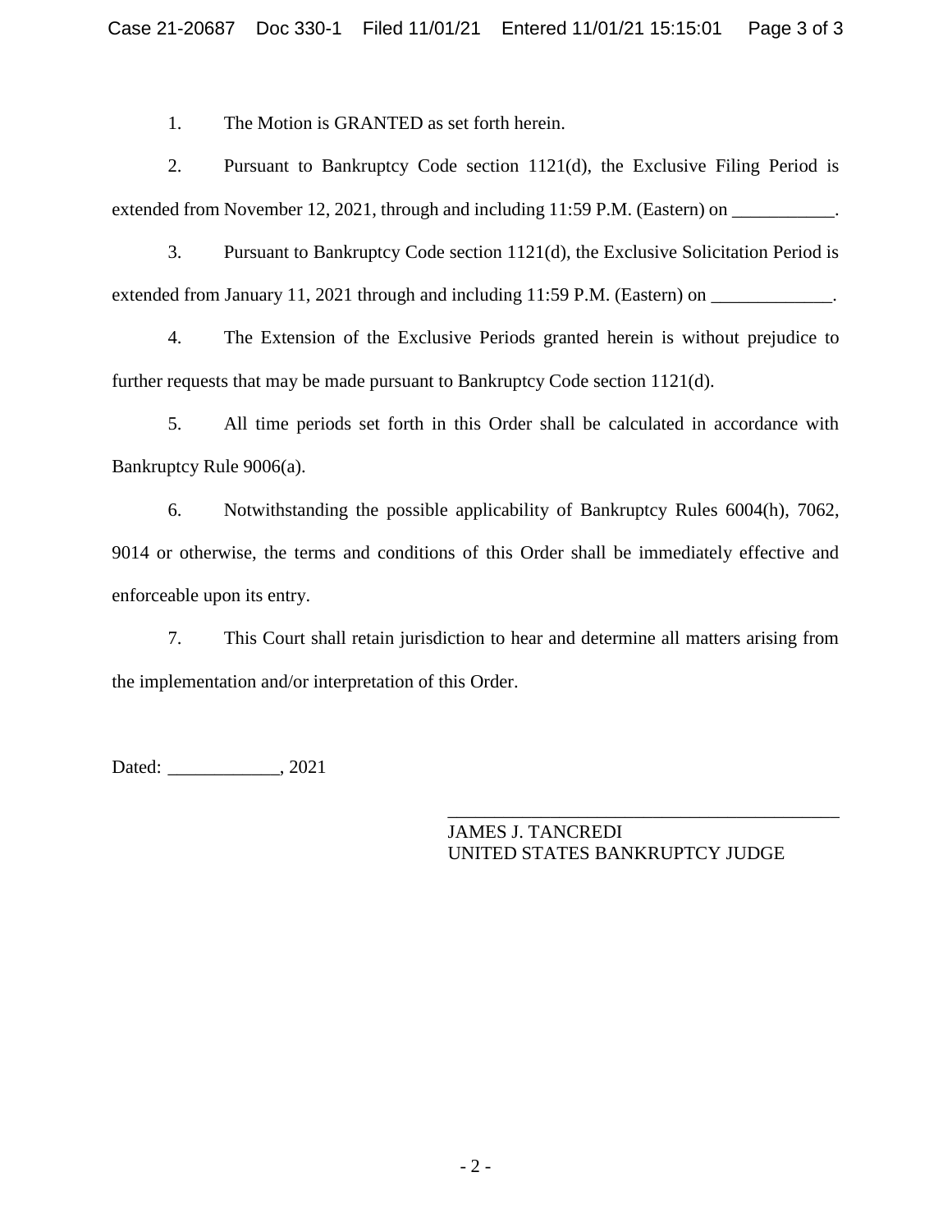1. The Motion is GRANTED as set forth herein.

2. Pursuant to Bankruptcy Code section 1121(d), the Exclusive Filing Period is extended from November 12, 2021, through and including 11:59 P.M. (Eastern) on ___________.

3. Pursuant to Bankruptcy Code section 1121(d), the Exclusive Solicitation Period is extended from January 11, 2021 through and including 11:59 P.M. (Eastern) on _____________.

4. The Extension of the Exclusive Periods granted herein is without prejudice to further requests that may be made pursuant to Bankruptcy Code section 1121(d).

5. All time periods set forth in this Order shall be calculated in accordance with Bankruptcy Rule 9006(a).

6. Notwithstanding the possible applicability of Bankruptcy Rules 6004(h), 7062, 9014 or otherwise, the terms and conditions of this Order shall be immediately effective and enforceable upon its entry.

7. This Court shall retain jurisdiction to hear and determine all matters arising from the implementation and/or interpretation of this Order.

Dated: ____________, 2021

__________________________________________
JAMES J. TANCREDI
UNITED STATES BANKRUPTCY JUDGE